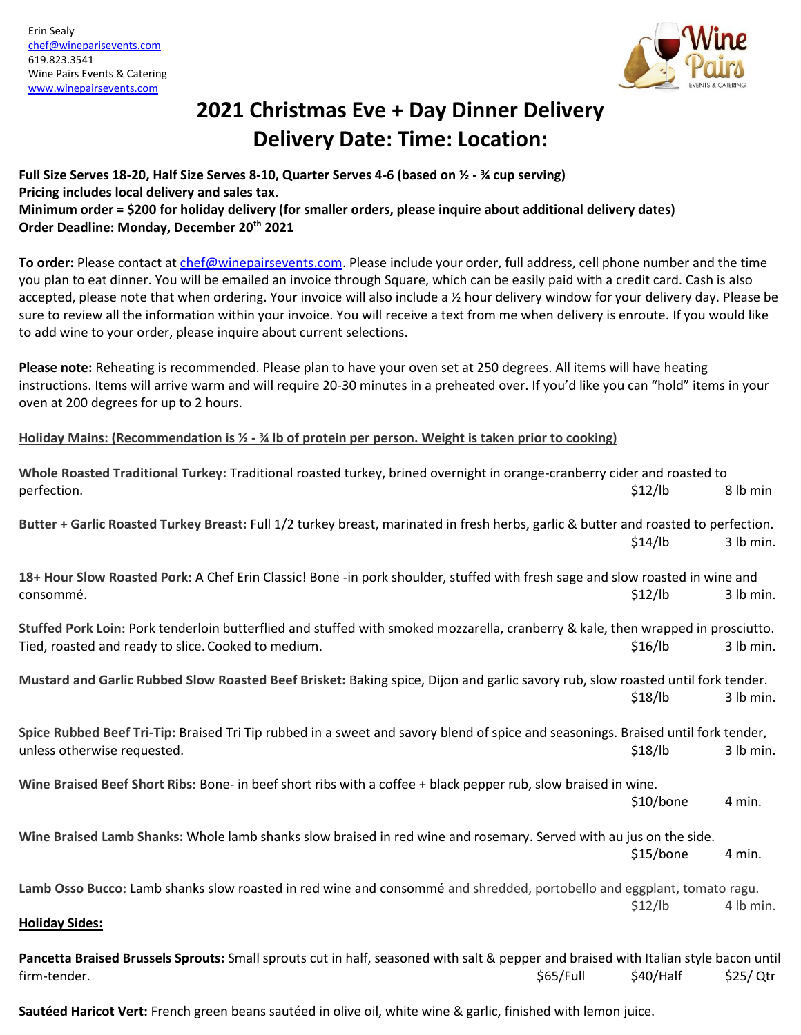Erin Sealy
chef@winepairsevents.com
619.823.3541
Wine Pairs Events & Catering
www.winepairsevents.com

# 2021 Christmas Eve + Day Dinner Delivery
# Delivery Date: Time: Location:

**Full Size Serves 18-20, Half Size Serves 8-10, Quarter Serves 4-6 (based on ½ - ¾ cup serving)**
**Pricing includes local delivery and sales tax.**
**Minimum order = $200 for holiday delivery (for smaller orders, please inquire about additional delivery dates)**
**Order Deadline: Monday, December 20th 2021**

**To order:** Please contact at chef@winepairsevents.com. Please include your order, full address, cell phone number and the time you plan to eat dinner. You will be emailed an invoice through Square, which can be easily paid with a credit card. Cash is also accepted, please note that when ordering. Your invoice will also include a ½ hour delivery window for your delivery day. Please be sure to review all the information within your invoice. You will receive a text from me when delivery is enroute. If you would like to add wine to your order, please inquire about current selections.

**Please note:** Reheating is recommended. Please plan to have your oven set at 250 degrees. All items will have heating instructions. Items will arrive warm and will require 20-30 minutes in a preheated over. If you'd like you can "hold" items in your oven at 200 degrees for up to 2 hours.

**Holiday Mains: (Recommendation is ½ - ¾ lb of protein per person. Weight is taken prior to cooking)**

**Whole Roasted Traditional Turkey:** Traditional roasted turkey, brined overnight in orange-cranberry cider and roasted to perfection. $12/lb 8 lb min

**Butter + Garlic Roasted Turkey Breast:** Full 1/2 turkey breast, marinated in fresh herbs, garlic & butter and roasted to perfection. $14/lb 3 lb min.

**18+ Hour Slow Roasted Pork:** A Chef Erin Classic! Bone -in pork shoulder, stuffed with fresh sage and slow roasted in wine and consommé. $12/lb 3 lb min.

**Stuffed Pork Loin:** Pork tenderloin butterflied and stuffed with smoked mozzarella, cranberry & kale, then wrapped in prosciutto. Tied, roasted and ready to slice. Cooked to medium. $16/lb 3 lb min.

**Mustard and Garlic Rubbed Slow Roasted Beef Brisket:** Baking spice, Dijon and garlic savory rub, slow roasted until fork tender. $18/lb 3 lb min.

**Spice Rubbed Beef Tri-Tip:** Braised Tri Tip rubbed in a sweet and savory blend of spice and seasonings. Braised until fork tender, unless otherwise requested. $18/lb 3 lb min.

**Wine Braised Beef Short Ribs:** Bone- in beef short ribs with a coffee + black pepper rub, slow braised in wine. $10/bone 4 min.

**Wine Braised Lamb Shanks:** Whole lamb shanks slow braised in red wine and rosemary. Served with au jus on the side. $15/bone 4 min.

**Lamb Osso Bucco:** Lamb shanks slow roasted in red wine and consommé and shredded, portobello and eggplant, tomato ragu. $12/lb 4 lb min.

**Holiday Sides:**

**Pancetta Braised Brussels Sprouts:** Small sprouts cut in half, seasoned with salt & pepper and braised with Italian style bacon until firm-tender. $65/Full $40/Half $25/ Qtr

**Sautéed Haricot Vert:** French green beans sautéed in olive oil, white wine & garlic, finished with lemon juice.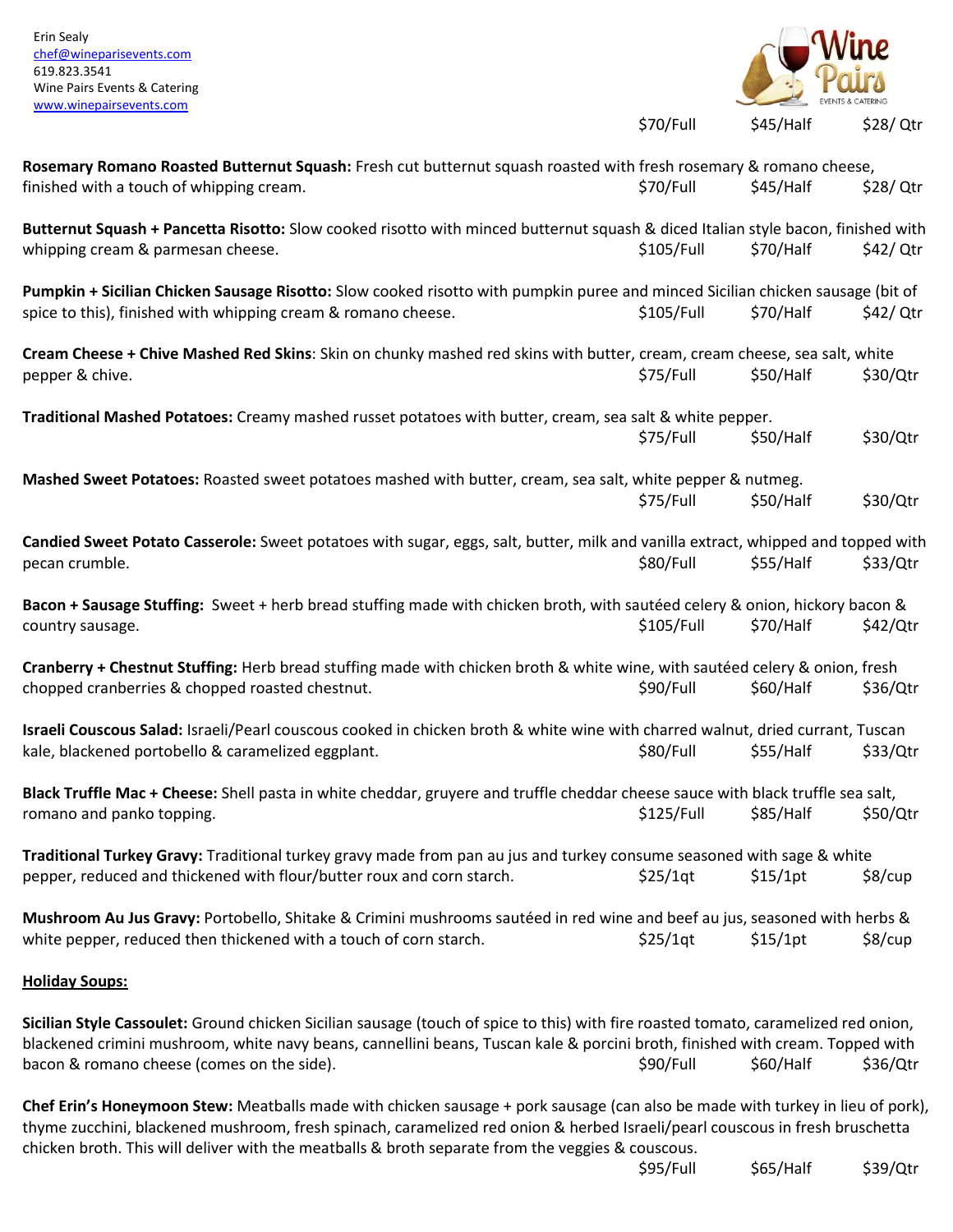Erin Sealy
chef@wineparisevents.com
619.823.3541
Wine Pairs Events & Catering
www.winepairsevents.com

$70/Full $45/Half $28/ Qtr

**Rosemary Romano Roasted Butternut Squash:** Fresh cut butternut squash roasted with fresh rosemary & romano cheese, finished with a touch of whipping cream. $70/Full $45/Half $28/ Qtr

**Butternut Squash + Pancetta Risotto:** Slow cooked risotto with minced butternut squash & diced Italian style bacon, finished with whipping cream & parmesan cheese. $105/Full $70/Half $42/ Qtr

**Pumpkin + Sicilian Chicken Sausage Risotto:** Slow cooked risotto with pumpkin puree and minced Sicilian chicken sausage (bit of spice to this), finished with whipping cream & romano cheese. $105/Full $70/Half $42/ Qtr

**Cream Cheese + Chive Mashed Red Skins**: Skin on chunky mashed red skins with butter, cream, cream cheese, sea salt, white pepper & chive. $75/Full $50/Half $30/Qtr

**Traditional Mashed Potatoes:** Creamy mashed russet potatoes with butter, cream, sea salt & white pepper. $75/Full $50/Half $30/Qtr

**Mashed Sweet Potatoes:** Roasted sweet potatoes mashed with butter, cream, sea salt, white pepper & nutmeg. $75/Full $50/Half $30/Qtr

**Candied Sweet Potato Casserole:** Sweet potatoes with sugar, eggs, salt, butter, milk and vanilla extract, whipped and topped with pecan crumble. $80/Full $55/Half $33/Qtr

**Bacon + Sausage Stuffing:** Sweet + herb bread stuffing made with chicken broth, with sautéed celery & onion, hickory bacon & country sausage. $105/Full $70/Half $42/Qtr

**Cranberry + Chestnut Stuffing:** Herb bread stuffing made with chicken broth & white wine, with sautéed celery & onion, fresh chopped cranberries & chopped roasted chestnut. $90/Full $60/Half $36/Qtr

**Israeli Couscous Salad:** Israeli/Pearl couscous cooked in chicken broth & white wine with charred walnut, dried currant, Tuscan kale, blackened portobello & caramelized eggplant. $80/Full $55/Half $33/Qtr

**Black Truffle Mac + Cheese:** Shell pasta in white cheddar, gruyere and truffle cheddar cheese sauce with black truffle sea salt, romano and panko topping. $125/Full $85/Half $50/Qtr

**Traditional Turkey Gravy:** Traditional turkey gravy made from pan au jus and turkey consume seasoned with sage & white pepper, reduced and thickened with flour/butter roux and corn starch. $25/1qt $15/1pt $8/cup

**Mushroom Au Jus Gravy:** Portobello, Shitake & Crimini mushrooms sautéed in red wine and beef au jus, seasoned with herbs & white pepper, reduced then thickened with a touch of corn starch. $25/1qt $15/1pt $8/cup

**Holiday Soups:**

**Sicilian Style Cassoulet:** Ground chicken Sicilian sausage (touch of spice to this) with fire roasted tomato, caramelized red onion, blackened crimini mushroom, white navy beans, cannellini beans, Tuscan kale & porcini broth, finished with cream. Topped with bacon & romano cheese (comes on the side). $90/Full $60/Half $36/Qtr

**Chef Erin's Honeymoon Stew:** Meatballs made with chicken sausage + pork sausage (can also be made with turkey in lieu of pork), thyme zucchini, blackened mushroom, fresh spinach, caramelized red onion & herbed Israeli/pearl couscous in fresh bruschetta chicken broth. This will deliver with the meatballs & broth separate from the veggies & couscous. $95/Full $65/Half $39/Qtr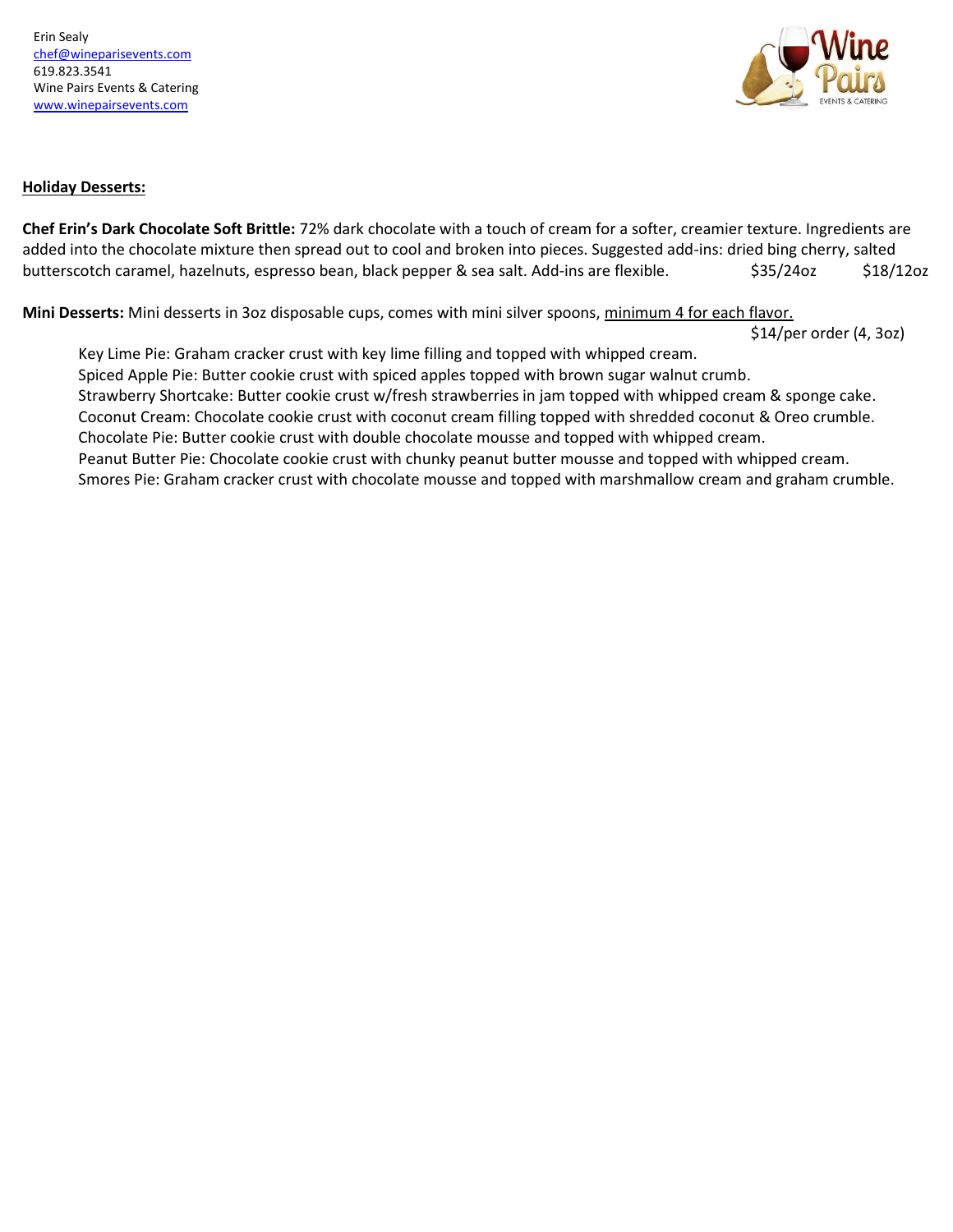Erin Sealy
chef@wineparisevents.com
619.823.3541
Wine Pairs Events & Catering
www.winepairsevents.com

**Holiday Desserts:**

**Chef Erin's Dark Chocolate Soft Brittle:** 72% dark chocolate with a touch of cream for a softer, creamier texture. Ingredients are added into the chocolate mixture then spread out to cool and broken into pieces. Suggested add-ins: dried bing cherry, salted butterscotch caramel, hazelnuts, espresso bean, black pepper & sea salt. Add-ins are flexible. $35/24oz $18/12oz

**Mini Desserts:** Mini desserts in 3oz disposable cups, comes with mini silver spoons, minimum 4 for each flavor.

$14/per order (4, 3oz)

Key Lime Pie: Graham cracker crust with key lime filling and topped with whipped cream.
Spiced Apple Pie: Butter cookie crust with spiced apples topped with brown sugar walnut crumb.
Strawberry Shortcake: Butter cookie crust w/fresh strawberries in jam topped with whipped cream & sponge cake.
Coconut Cream: Chocolate cookie crust with coconut cream filling topped with shredded coconut & Oreo crumble.
Chocolate Pie: Butter cookie crust with double chocolate mousse and topped with whipped cream.
Peanut Butter Pie: Chocolate cookie crust with chunky peanut butter mousse and topped with whipped cream.
Smores Pie: Graham cracker crust with chocolate mousse and topped with marshmallow cream and graham crumble.